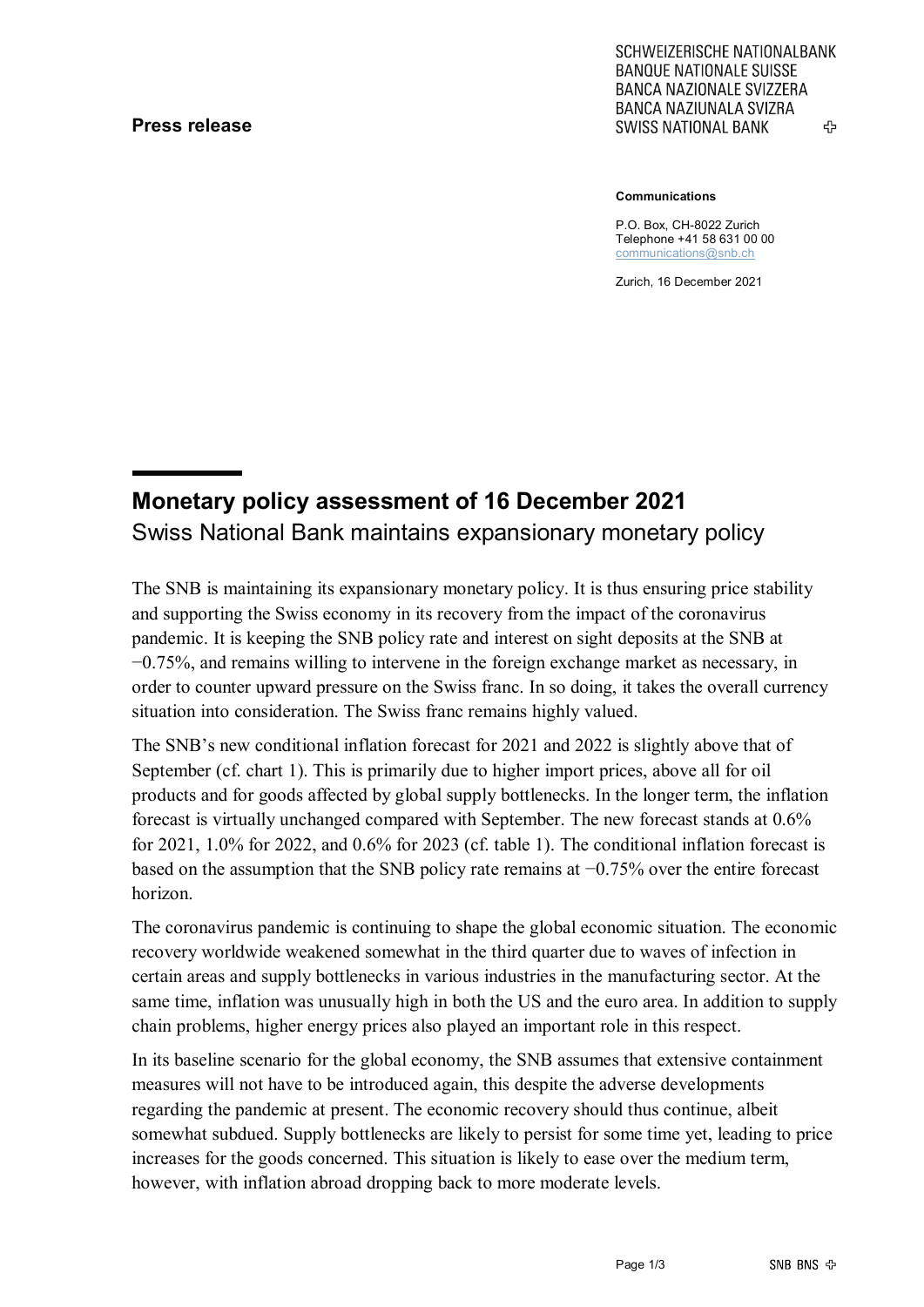**Press release**

SCHWEIZERISCHE NATIONALBANK
BANQUE NATIONALE SUISSE
BANCA NAZIONALE SVIZZERA
BANCA NAZIUNALA SVIZRA
SWISS NATIONAL BANK

**Communications**

P.O. Box, CH-8022 Zurich
Telephone +41 58 631 00 00
communications@snb.ch

Zurich, 16 December 2021

# Monetary policy assessment of 16 December 2021

## Swiss National Bank maintains expansionary monetary policy

The SNB is maintaining its expansionary monetary policy. It is thus ensuring price stability and supporting the Swiss economy in its recovery from the impact of the coronavirus pandemic. It is keeping the SNB policy rate and interest on sight deposits at the SNB at −0.75%, and remains willing to intervene in the foreign exchange market as necessary, in order to counter upward pressure on the Swiss franc. In so doing, it takes the overall currency situation into consideration. The Swiss franc remains highly valued.

The SNB's new conditional inflation forecast for 2021 and 2022 is slightly above that of September (cf. chart 1). This is primarily due to higher import prices, above all for oil products and for goods affected by global supply bottlenecks. In the longer term, the inflation forecast is virtually unchanged compared with September. The new forecast stands at 0.6% for 2021, 1.0% for 2022, and 0.6% for 2023 (cf. table 1). The conditional inflation forecast is based on the assumption that the SNB policy rate remains at −0.75% over the entire forecast horizon.

The coronavirus pandemic is continuing to shape the global economic situation. The economic recovery worldwide weakened somewhat in the third quarter due to waves of infection in certain areas and supply bottlenecks in various industries in the manufacturing sector. At the same time, inflation was unusually high in both the US and the euro area. In addition to supply chain problems, higher energy prices also played an important role in this respect.

In its baseline scenario for the global economy, the SNB assumes that extensive containment measures will not have to be introduced again, this despite the adverse developments regarding the pandemic at present. The economic recovery should thus continue, albeit somewhat subdued. Supply bottlenecks are likely to persist for some time yet, leading to price increases for the goods concerned. This situation is likely to ease over the medium term, however, with inflation abroad dropping back to more moderate levels.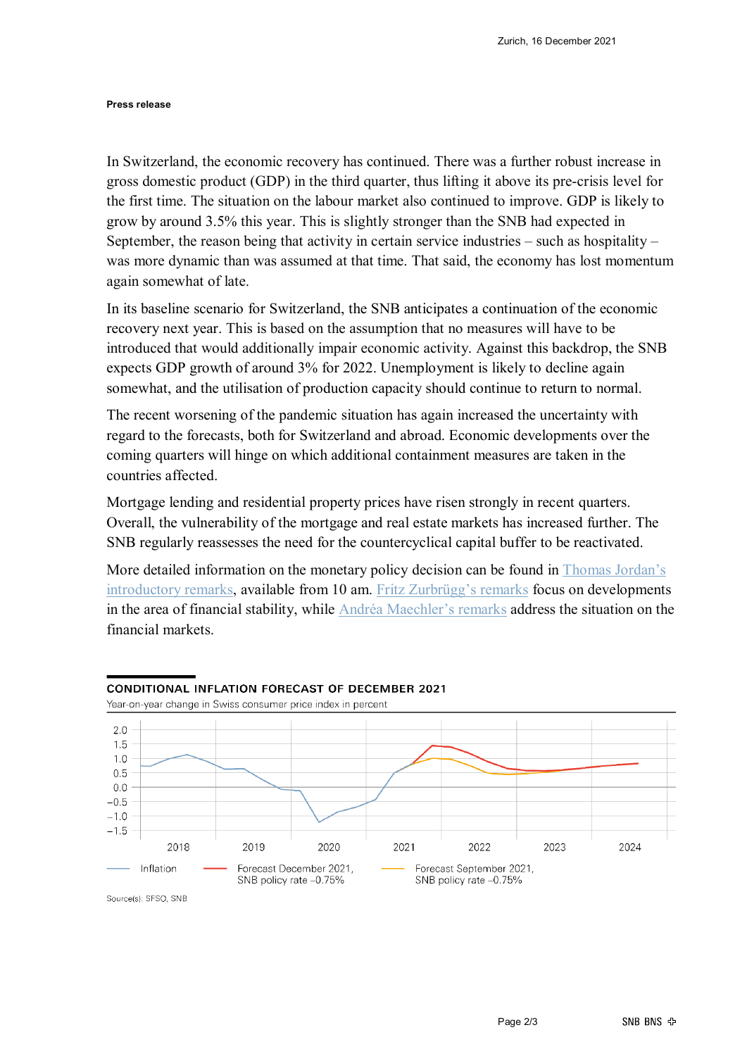Zurich, 16 December 2021

**Press release**

In Switzerland, the economic recovery has continued. There was a further robust increase in gross domestic product (GDP) in the third quarter, thus lifting it above its pre-crisis level for the first time. The situation on the labour market also continued to improve. GDP is likely to grow by around 3.5% this year. This is slightly stronger than the SNB had expected in September, the reason being that activity in certain service industries – such as hospitality – was more dynamic than was assumed at that time. That said, the economy has lost momentum again somewhat of late.

In its baseline scenario for Switzerland, the SNB anticipates a continuation of the economic recovery next year. This is based on the assumption that no measures will have to be introduced that would additionally impair economic activity. Against this backdrop, the SNB expects GDP growth of around 3% for 2022. Unemployment is likely to decline again somewhat, and the utilisation of production capacity should continue to return to normal.

The recent worsening of the pandemic situation has again increased the uncertainty with regard to the forecasts, both for Switzerland and abroad. Economic developments over the coming quarters will hinge on which additional containment measures are taken in the countries affected.

Mortgage lending and residential property prices have risen strongly in recent quarters. Overall, the vulnerability of the mortgage and real estate markets has increased further. The SNB regularly reassesses the need for the countercyclical capital buffer to be reactivated.

More detailed information on the monetary policy decision can be found in Thomas Jordan's introductory remarks, available from 10 am. Fritz Zurbrügg's remarks focus on developments in the area of financial stability, while Andréa Maechler's remarks address the situation on the financial markets.

**CONDITIONAL INFLATION FORECAST OF DECEMBER 2021**

Year-on-year change in Swiss consumer price index in percent

Legend: Inflation; Forecast December 2021, SNB policy rate –0.75%; Forecast September 2021, SNB policy rate –0.75%

Source(s): SFSO, SNB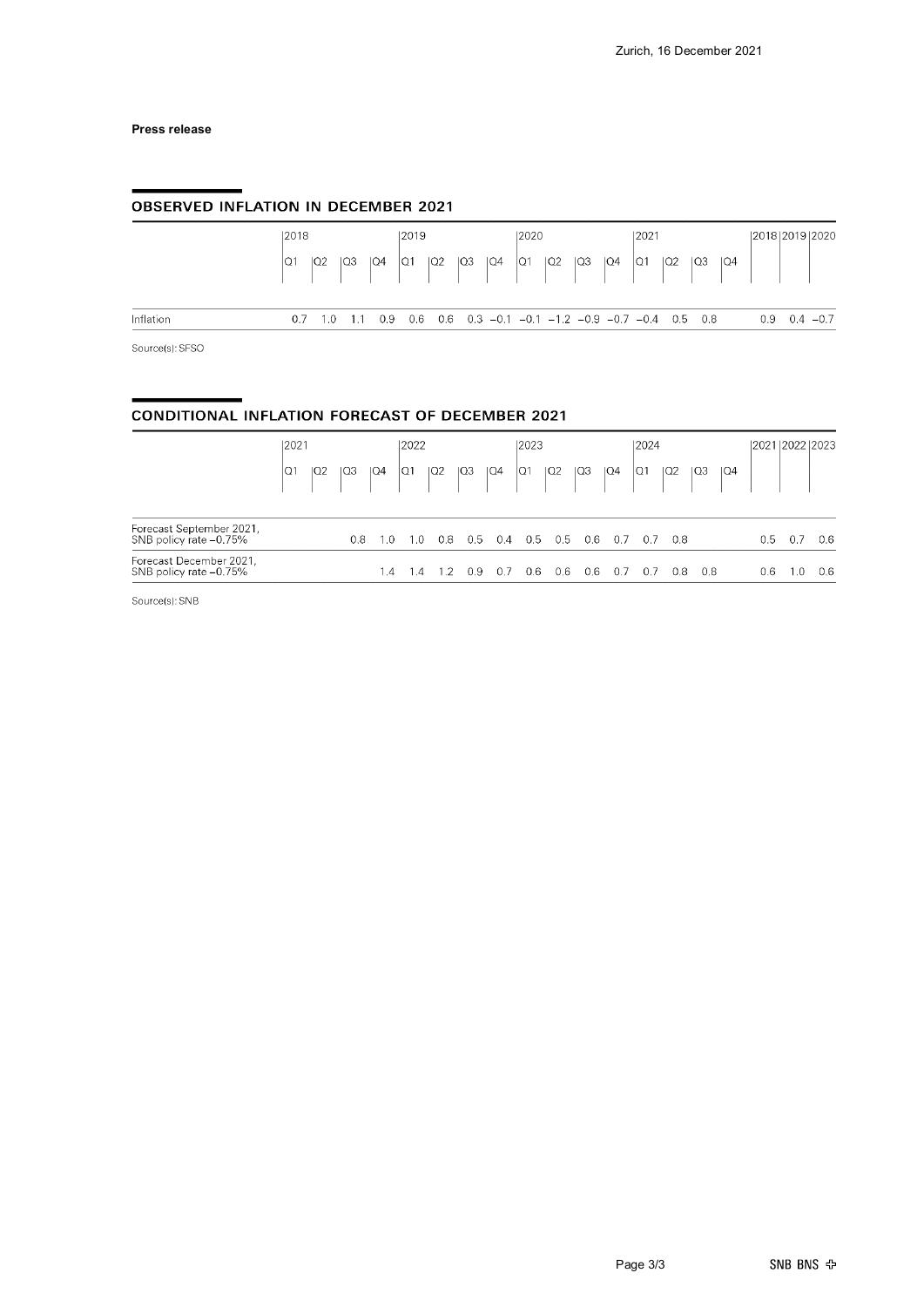## OBSERVED INFLATION IN DECEMBER 2021

| | 2018 | | | | 2019 | | | | 2020 | | | | 2021 | | | | 2018 | 2019 | 2020 |
|---|---|---|---|---|---|---|---|---|---|---|---|---|---|---|---|---|---|---|---|
| | Q1 | Q2 | Q3 | Q4 | Q1 | Q2 | Q3 | Q4 | Q1 | Q2 | Q3 | Q4 | Q1 | Q2 | Q3 | Q4 | | | |
| Inflation | 0.7 | 1.0 | 1.1 | 0.9 | 0.6 | 0.6 | 0.3 | −0.1 | −0.1 | −1.2 | −0.9 | −0.7 | −0.4 | 0.5 | 0.8 | | 0.9 | 0.4 | −0.7 |

Source(s): SFSO

## CONDITIONAL INFLATION FORECAST OF DECEMBER 2021

| | 2021 | | | | 2022 | | | | 2023 | | | | 2024 | | | | 2021 | 2022 | 2023 |
|---|---|---|---|---|---|---|---|---|---|---|---|---|---|---|---|---|---|---|---|
| | Q1 | Q2 | Q3 | Q4 | Q1 | Q2 | Q3 | Q4 | Q1 | Q2 | Q3 | Q4 | Q1 | Q2 | Q3 | Q4 | | | |
| Forecast September 2021, SNB policy rate −0.75% | | | 0.8 | 1.0 | 1.0 | 0.8 | 0.5 | 0.4 | 0.5 | 0.5 | 0.6 | 0.7 | 0.7 | 0.8 | | | 0.5 | 0.7 | 0.6 |
| Forecast December 2021, SNB policy rate −0.75% | | | | 1.4 | 1.4 | 1.2 | 0.9 | 0.7 | 0.6 | 0.6 | 0.6 | 0.7 | 0.7 | 0.8 | 0.8 | | 0.6 | 1.0 | 0.6 |

Source(s): SNB